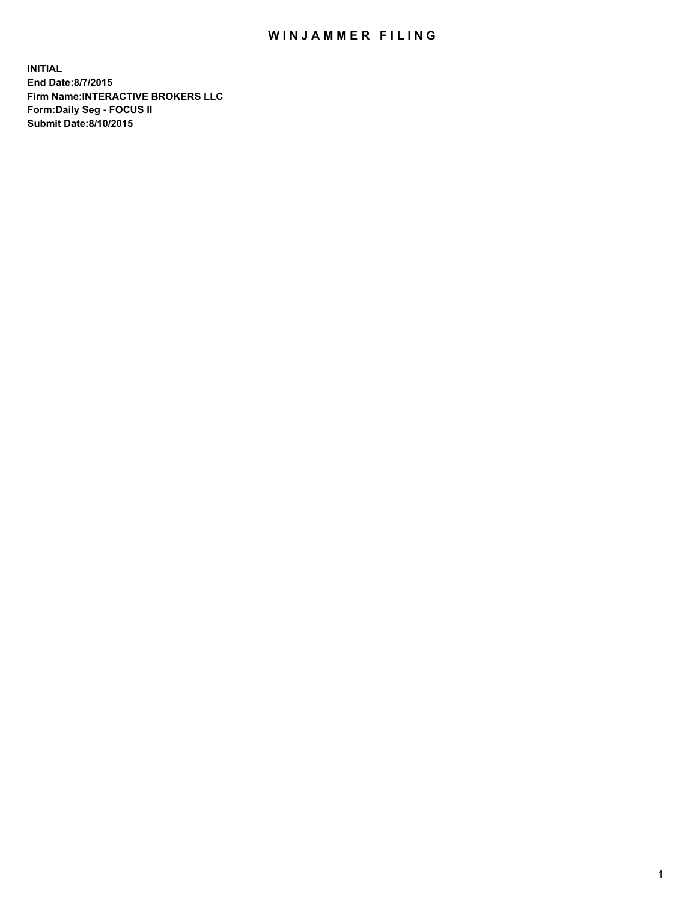# WINJAMMER FILING

**INITIAL**
**End Date:8/7/2015**
**Firm Name:INTERACTIVE BROKERS LLC**
**Form:Daily Seg - FOCUS II**
**Submit Date:8/10/2015**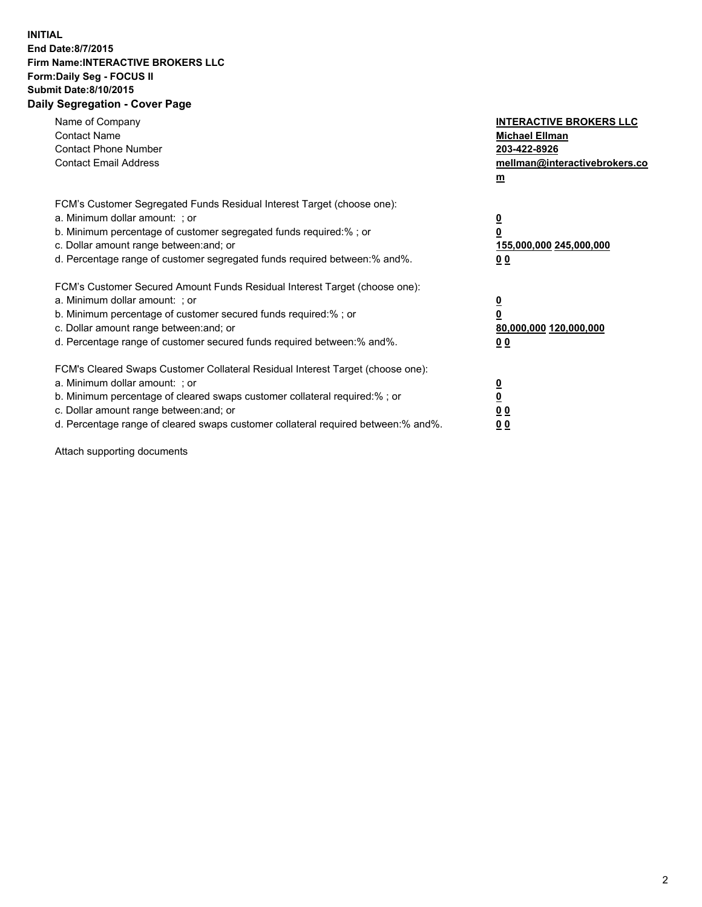**INITIAL**
**End Date:8/7/2015**
**Firm Name:INTERACTIVE BROKERS LLC**
**Form:Daily Seg - FOCUS II**
**Submit Date:8/10/2015**
**Daily Segregation - Cover Page**

| | |
|---|---|
| Name of Company | **INTERACTIVE BROKERS LLC** |
| Contact Name | **Michael Ellman** |
| Contact Phone Number | **203-422-8926** |
| Contact Email Address | **mellman@interactivebrokers.com** |

FCM's Customer Segregated Funds Residual Interest Target (choose one):

| | |
|---|---|
| a. Minimum dollar amount: ; or | **0** |
| b. Minimum percentage of customer segregated funds required:% ; or | **0** |
| c. Dollar amount range between:and; or | **155,000,000 245,000,000** |
| d. Percentage range of customer segregated funds required between:% and%. | **0 0** |

FCM's Customer Secured Amount Funds Residual Interest Target (choose one):

| | |
|---|---|
| a. Minimum dollar amount: ; or | **0** |
| b. Minimum percentage of customer secured funds required:% ; or | **0** |
| c. Dollar amount range between:and; or | **80,000,000 120,000,000** |
| d. Percentage range of customer secured funds required between:% and%. | **0 0** |

FCM's Cleared Swaps Customer Collateral Residual Interest Target (choose one):

| | |
|---|---|
| a. Minimum dollar amount: ; or | **0** |
| b. Minimum percentage of cleared swaps customer collateral required:% ; or | **0** |
| c. Dollar amount range between:and; or | **0 0** |
| d. Percentage range of cleared swaps customer collateral required between:% and%. | **0 0** |

Attach supporting documents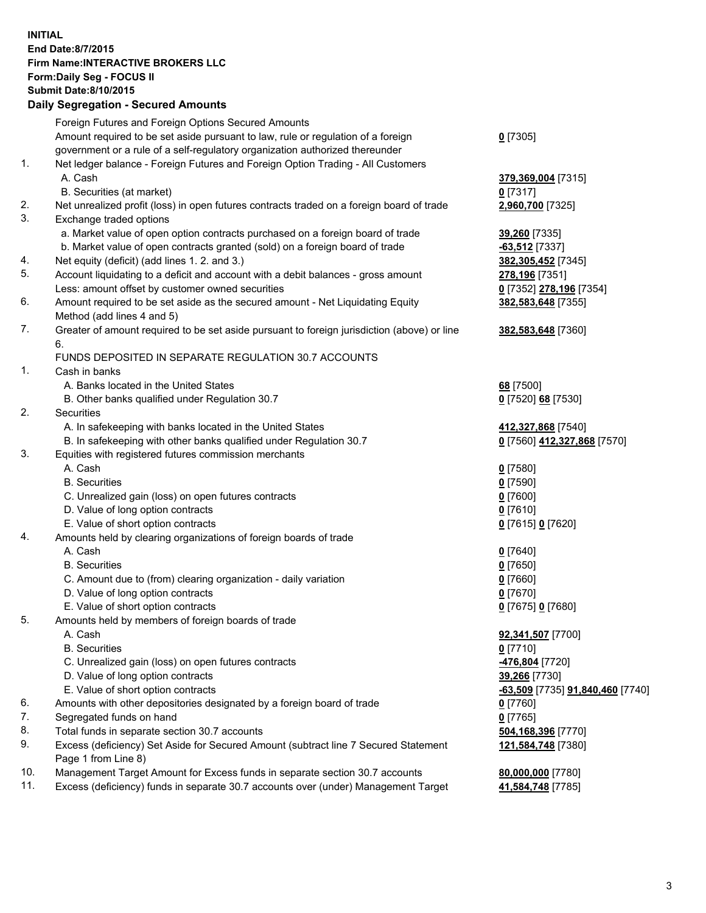**INITIAL**
**End Date:8/7/2015**
**Firm Name:INTERACTIVE BROKERS LLC**
**Form:Daily Seg - FOCUS II**
**Submit Date:8/10/2015**

## Daily Segregation - Secured Amounts

| | | |
|---|---|---|
| | Foreign Futures and Foreign Options Secured Amounts | |
| | Amount required to be set aside pursuant to law, rule or regulation of a foreign government or a rule of a self-regulatory organization authorized thereunder | **0** [7305] |
| 1. | Net ledger balance - Foreign Futures and Foreign Option Trading - All Customers | |
| | A. Cash | **379,369,004** [7315] |
| | B. Securities (at market) | **0** [7317] |
| 2. | Net unrealized profit (loss) in open futures contracts traded on a foreign board of trade | **2,960,700** [7325] |
| 3. | Exchange traded options | |
| | a. Market value of open option contracts purchased on a foreign board of trade | **39,260** [7335] |
| | b. Market value of open contracts granted (sold) on a foreign board of trade | **-63,512** [7337] |
| 4. | Net equity (deficit) (add lines 1. 2. and 3.) | **382,305,452** [7345] |
| 5. | Account liquidating to a deficit and account with a debit balances - gross amount | **278,196** [7351] |
| | Less: amount offset by customer owned securities | **0** [7352] **278,196** [7354] |
| 6. | Amount required to be set aside as the secured amount - Net Liquidating Equity Method (add lines 4 and 5) | **382,583,648** [7355] |
| 7. | Greater of amount required to be set aside pursuant to foreign jurisdiction (above) or line 6. | **382,583,648** [7360] |
| | FUNDS DEPOSITED IN SEPARATE REGULATION 30.7 ACCOUNTS | |
| 1. | Cash in banks | |
| | A. Banks located in the United States | **68** [7500] |
| | B. Other banks qualified under Regulation 30.7 | **0** [7520] **68** [7530] |
| 2. | Securities | |
| | A. In safekeeping with banks located in the United States | **412,327,868** [7540] |
| | B. In safekeeping with other banks qualified under Regulation 30.7 | **0** [7560] **412,327,868** [7570] |
| 3. | Equities with registered futures commission merchants | |
| | A. Cash | **0** [7580] |
| | B. Securities | **0** [7590] |
| | C. Unrealized gain (loss) on open futures contracts | **0** [7600] |
| | D. Value of long option contracts | **0** [7610] |
| | E. Value of short option contracts | **0** [7615] **0** [7620] |
| 4. | Amounts held by clearing organizations of foreign boards of trade | |
| | A. Cash | **0** [7640] |
| | B. Securities | **0** [7650] |
| | C. Amount due to (from) clearing organization - daily variation | **0** [7660] |
| | D. Value of long option contracts | **0** [7670] |
| | E. Value of short option contracts | **0** [7675] **0** [7680] |
| 5. | Amounts held by members of foreign boards of trade | |
| | A. Cash | **92,341,507** [7700] |
| | B. Securities | **0** [7710] |
| | C. Unrealized gain (loss) on open futures contracts | **-476,804** [7720] |
| | D. Value of long option contracts | **39,266** [7730] |
| | E. Value of short option contracts | **-63,509** [7735] **91,840,460** [7740] |
| 6. | Amounts with other depositories designated by a foreign board of trade | **0** [7760] |
| 7. | Segregated funds on hand | **0** [7765] |
| 8. | Total funds in separate section 30.7 accounts | **504,168,396** [7770] |
| 9. | Excess (deficiency) Set Aside for Secured Amount (subtract line 7 Secured Statement Page 1 from Line 8) | **121,584,748** [7380] |
| 10. | Management Target Amount for Excess funds in separate section 30.7 accounts | **80,000,000** [7780] |
| 11. | Excess (deficiency) funds in separate 30.7 accounts over (under) Management Target | **41,584,748** [7785] |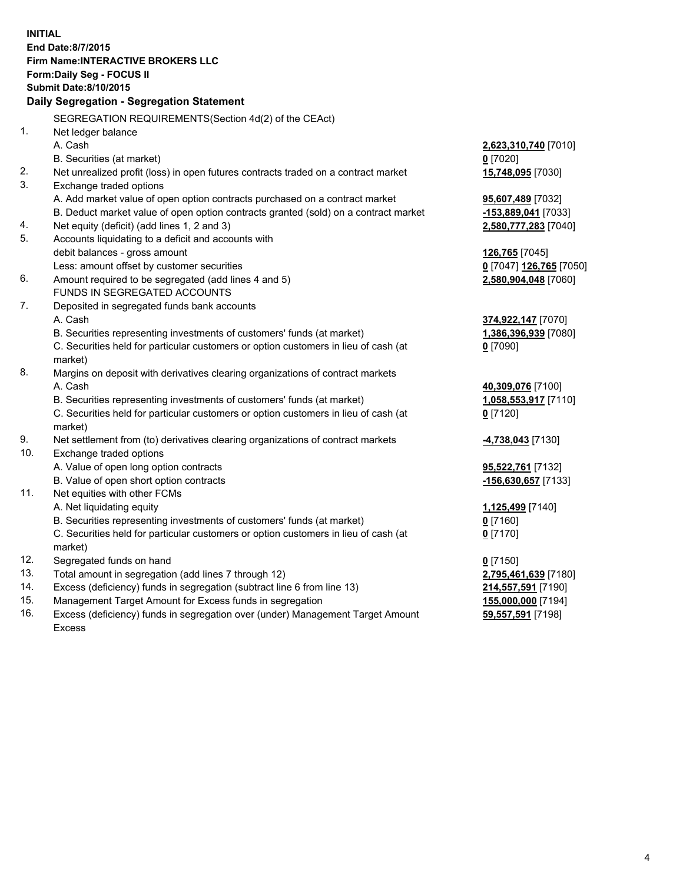**INITIAL**
**End Date:8/7/2015**
**Firm Name:INTERACTIVE BROKERS LLC**
**Form:Daily Seg - FOCUS II**
**Submit Date:8/10/2015**

## Daily Segregation - Segregation Statement

| | | |
|---|---|---|
| | SEGREGATION REQUIREMENTS(Section 4d(2) of the CEAct) | |
| 1. | Net ledger balance | |
| | A. Cash | **2,623,310,740** [7010] |
| | B. Securities (at market) | **0** [7020] |
| 2. | Net unrealized profit (loss) in open futures contracts traded on a contract market | **15,748,095** [7030] |
| 3. | Exchange traded options | |
| | A. Add market value of open option contracts purchased on a contract market | **95,607,489** [7032] |
| | B. Deduct market value of open option contracts granted (sold) on a contract market | **-153,889,041** [7033] |
| 4. | Net equity (deficit) (add lines 1, 2 and 3) | **2,580,777,283** [7040] |
| 5. | Accounts liquidating to a deficit and accounts with | |
| | debit balances - gross amount | **126,765** [7045] |
| | Less: amount offset by customer securities | **0** [7047] **126,765** [7050] |
| 6. | Amount required to be segregated (add lines 4 and 5) | **2,580,904,048** [7060] |
| | FUNDS IN SEGREGATED ACCOUNTS | |
| 7. | Deposited in segregated funds bank accounts | |
| | A. Cash | **374,922,147** [7070] |
| | B. Securities representing investments of customers' funds (at market) | **1,386,396,939** [7080] |
| | C. Securities held for particular customers or option customers in lieu of cash (at market) | **0** [7090] |
| 8. | Margins on deposit with derivatives clearing organizations of contract markets | |
| | A. Cash | **40,309,076** [7100] |
| | B. Securities representing investments of customers' funds (at market) | **1,058,553,917** [7110] |
| | C. Securities held for particular customers or option customers in lieu of cash (at market) | **0** [7120] |
| 9. | Net settlement from (to) derivatives clearing organizations of contract markets | **-4,738,043** [7130] |
| 10. | Exchange traded options | |
| | A. Value of open long option contracts | **95,522,761** [7132] |
| | B. Value of open short option contracts | **-156,630,657** [7133] |
| 11. | Net equities with other FCMs | |
| | A. Net liquidating equity | **1,125,499** [7140] |
| | B. Securities representing investments of customers' funds (at market) | **0** [7160] |
| | C. Securities held for particular customers or option customers in lieu of cash (at market) | **0** [7170] |
| 12. | Segregated funds on hand | **0** [7150] |
| 13. | Total amount in segregation (add lines 7 through 12) | **2,795,461,639** [7180] |
| 14. | Excess (deficiency) funds in segregation (subtract line 6 from line 13) | **214,557,591** [7190] |
| 15. | Management Target Amount for Excess funds in segregation | **155,000,000** [7194] |
| 16. | Excess (deficiency) funds in segregation over (under) Management Target Amount Excess | **59,557,591** [7198] |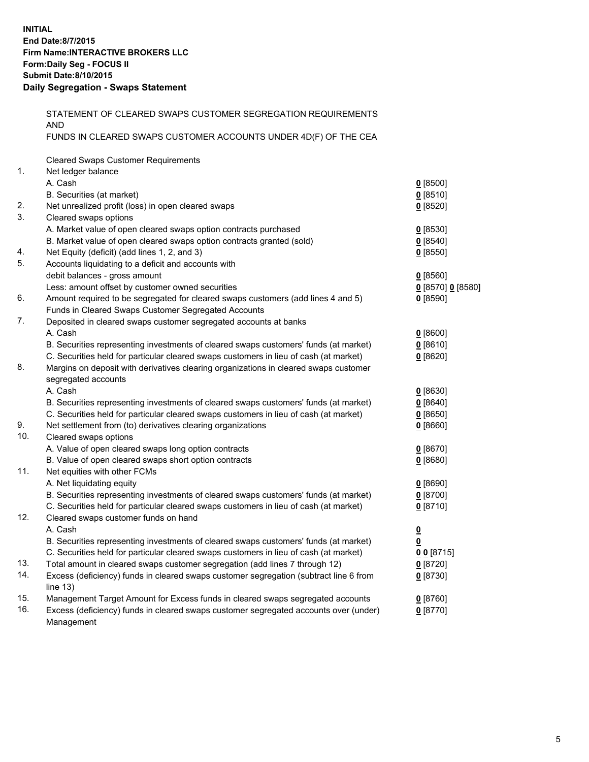**INITIAL**
**End Date:8/7/2015**
**Firm Name:INTERACTIVE BROKERS LLC**
**Form:Daily Seg - FOCUS II**
**Submit Date:8/10/2015**
**Daily Segregation - Swaps Statement**

STATEMENT OF CLEARED SWAPS CUSTOMER SEGREGATION REQUIREMENTS AND FUNDS IN CLEARED SWAPS CUSTOMER ACCOUNTS UNDER 4D(F) OF THE CEA

| | | |
|---|---|---|
| | Cleared Swaps Customer Requirements | |
| 1. | Net ledger balance | |
| | A. Cash | 0 [8500] |
| | B. Securities (at market) | 0 [8510] |
| 2. | Net unrealized profit (loss) in open cleared swaps | 0 [8520] |
| 3. | Cleared swaps options | |
| | A. Market value of open cleared swaps option contracts purchased | 0 [8530] |
| | B. Market value of open cleared swaps option contracts granted (sold) | 0 [8540] |
| 4. | Net Equity (deficit) (add lines 1, 2, and 3) | 0 [8550] |
| 5. | Accounts liquidating to a deficit and accounts with | |
| | debit balances - gross amount | 0 [8560] |
| | Less: amount offset by customer owned securities | 0 [8570] 0 [8580] |
| 6. | Amount required to be segregated for cleared swaps customers (add lines 4 and 5) | 0 [8590] |
| | Funds in Cleared Swaps Customer Segregated Accounts | |
| 7. | Deposited in cleared swaps customer segregated accounts at banks | |
| | A. Cash | 0 [8600] |
| | B. Securities representing investments of cleared swaps customers' funds (at market) | 0 [8610] |
| | C. Securities held for particular cleared swaps customers in lieu of cash (at market) | 0 [8620] |
| 8. | Margins on deposit with derivatives clearing organizations in cleared swaps customer segregated accounts | |
| | A. Cash | 0 [8630] |
| | B. Securities representing investments of cleared swaps customers' funds (at market) | 0 [8640] |
| | C. Securities held for particular cleared swaps customers in lieu of cash (at market) | 0 [8650] |
| 9. | Net settlement from (to) derivatives clearing organizations | 0 [8660] |
| 10. | Cleared swaps options | |
| | A. Value of open cleared swaps long option contracts | 0 [8670] |
| | B. Value of open cleared swaps short option contracts | 0 [8680] |
| 11. | Net equities with other FCMs | |
| | A. Net liquidating equity | 0 [8690] |
| | B. Securities representing investments of cleared swaps customers' funds (at market) | 0 [8700] |
| | C. Securities held for particular cleared swaps customers in lieu of cash (at market) | 0 [8710] |
| 12. | Cleared swaps customer funds on hand | |
| | A. Cash | 0 |
| | B. Securities representing investments of cleared swaps customers' funds (at market) | 0 |
| | C. Securities held for particular cleared swaps customers in lieu of cash (at market) | 0 0 [8715] |
| 13. | Total amount in cleared swaps customer segregation (add lines 7 through 12) | 0 [8720] |
| 14. | Excess (deficiency) funds in cleared swaps customer segregation (subtract line 6 from line 13) | 0 [8730] |
| 15. | Management Target Amount for Excess funds in cleared swaps segregated accounts | 0 [8760] |
| 16. | Excess (deficiency) funds in cleared swaps customer segregated accounts over (under) Management | 0 [8770] |